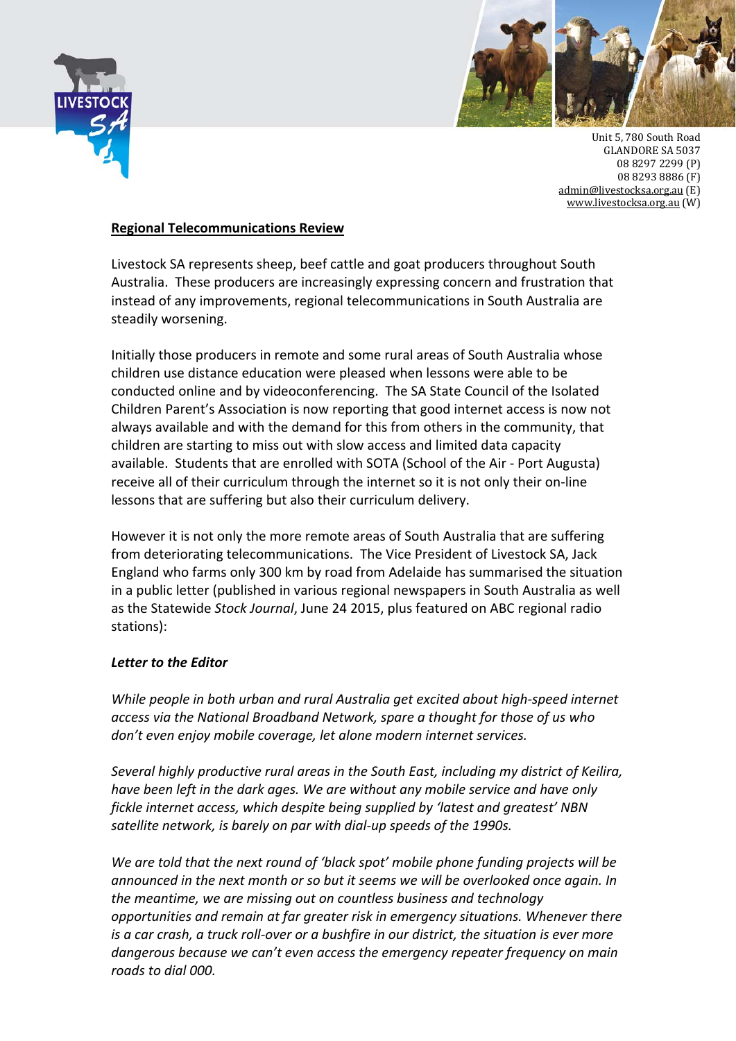Unit 5, 780 South Road
GLANDORE SA 5037
08 8297 2299 (P)
08 8293 8886 (F)
admin@livestocksa.org.au (E)
www.livestocksa.org.au (W)

## Regional Telecommunications Review

Livestock SA represents sheep, beef cattle and goat producers throughout South Australia. These producers are increasingly expressing concern and frustration that instead of any improvements, regional telecommunications in South Australia are steadily worsening.

Initially those producers in remote and some rural areas of South Australia whose children use distance education were pleased when lessons were able to be conducted online and by videoconferencing. The SA State Council of the Isolated Children Parent's Association is now reporting that good internet access is now not always available and with the demand for this from others in the community, that children are starting to miss out with slow access and limited data capacity available. Students that are enrolled with SOTA (School of the Air - Port Augusta) receive all of their curriculum through the internet so it is not only their on-line lessons that are suffering but also their curriculum delivery.

However it is not only the more remote areas of South Australia that are suffering from deteriorating telecommunications. The Vice President of Livestock SA, Jack England who farms only 300 km by road from Adelaide has summarised the situation in a public letter (published in various regional newspapers in South Australia as well as the Statewide *Stock Journal*, June 24 2015, plus featured on ABC regional radio stations):

***Letter to the Editor***

*While people in both urban and rural Australia get excited about high-speed internet access via the National Broadband Network, spare a thought for those of us who don't even enjoy mobile coverage, let alone modern internet services.*

*Several highly productive rural areas in the South East, including my district of Keilira, have been left in the dark ages. We are without any mobile service and have only fickle internet access, which despite being supplied by 'latest and greatest' NBN satellite network, is barely on par with dial-up speeds of the 1990s.*

*We are told that the next round of 'black spot' mobile phone funding projects will be announced in the next month or so but it seems we will be overlooked once again. In the meantime, we are missing out on countless business and technology opportunities and remain at far greater risk in emergency situations. Whenever there is a car crash, a truck roll-over or a bushfire in our district, the situation is ever more dangerous because we can't even access the emergency repeater frequency on main roads to dial 000.*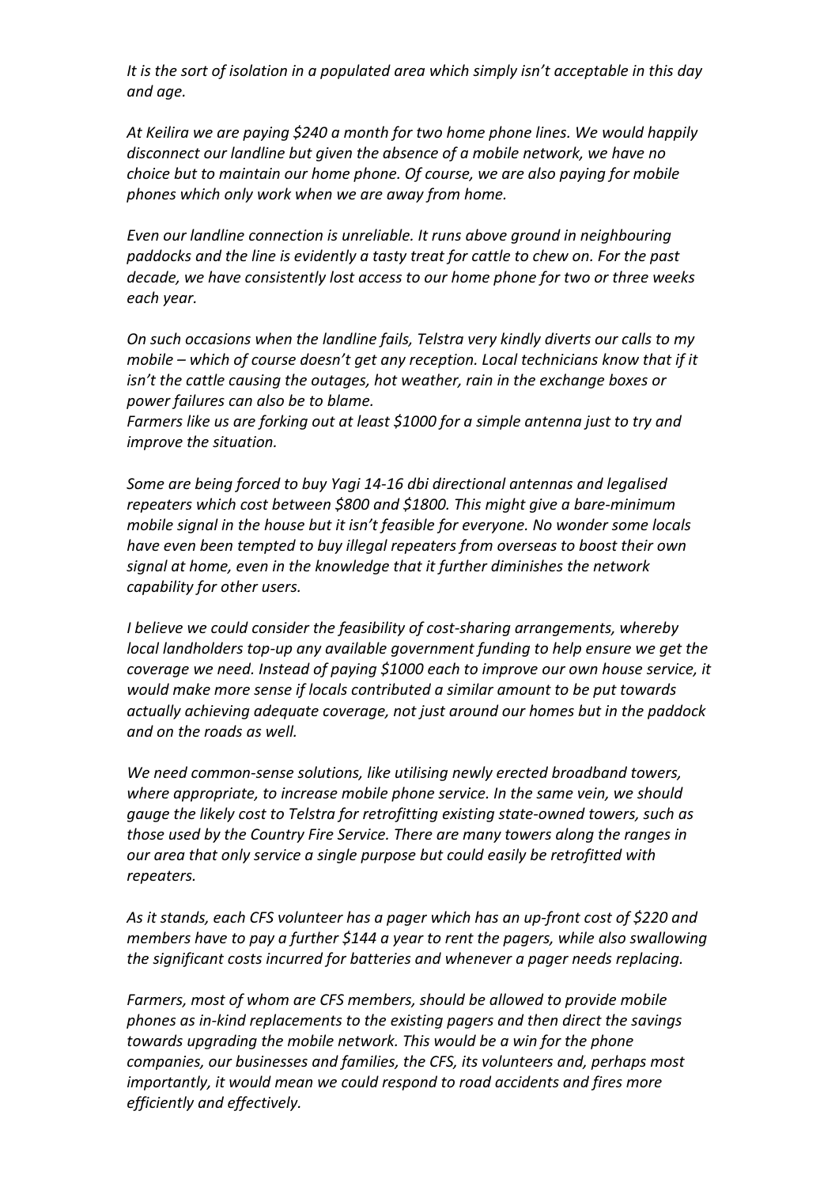*It is the sort of isolation in a populated area which simply isn't acceptable in this day and age.*

*At Keilira we are paying $240 a month for two home phone lines. We would happily disconnect our landline but given the absence of a mobile network, we have no choice but to maintain our home phone. Of course, we are also paying for mobile phones which only work when we are away from home.*

*Even our landline connection is unreliable. It runs above ground in neighbouring paddocks and the line is evidently a tasty treat for cattle to chew on. For the past decade, we have consistently lost access to our home phone for two or three weeks each year.*

*On such occasions when the landline fails, Telstra very kindly diverts our calls to my mobile – which of course doesn't get any reception. Local technicians know that if it isn't the cattle causing the outages, hot weather, rain in the exchange boxes or power failures can also be to blame.*
*Farmers like us are forking out at least $1000 for a simple antenna just to try and improve the situation.*

*Some are being forced to buy Yagi 14-16 dbi directional antennas and legalised repeaters which cost between $800 and $1800. This might give a bare-minimum mobile signal in the house but it isn't feasible for everyone. No wonder some locals have even been tempted to buy illegal repeaters from overseas to boost their own signal at home, even in the knowledge that it further diminishes the network capability for other users.*

*I believe we could consider the feasibility of cost-sharing arrangements, whereby local landholders top-up any available government funding to help ensure we get the coverage we need. Instead of paying $1000 each to improve our own house service, it would make more sense if locals contributed a similar amount to be put towards actually achieving adequate coverage, not just around our homes but in the paddock and on the roads as well.*

*We need common-sense solutions, like utilising newly erected broadband towers, where appropriate, to increase mobile phone service. In the same vein, we should gauge the likely cost to Telstra for retrofitting existing state-owned towers, such as those used by the Country Fire Service. There are many towers along the ranges in our area that only service a single purpose but could easily be retrofitted with repeaters.*

*As it stands, each CFS volunteer has a pager which has an up-front cost of $220 and members have to pay a further $144 a year to rent the pagers, while also swallowing the significant costs incurred for batteries and whenever a pager needs replacing.*

*Farmers, most of whom are CFS members, should be allowed to provide mobile phones as in-kind replacements to the existing pagers and then direct the savings towards upgrading the mobile network. This would be a win for the phone companies, our businesses and families, the CFS, its volunteers and, perhaps most importantly, it would mean we could respond to road accidents and fires more efficiently and effectively.*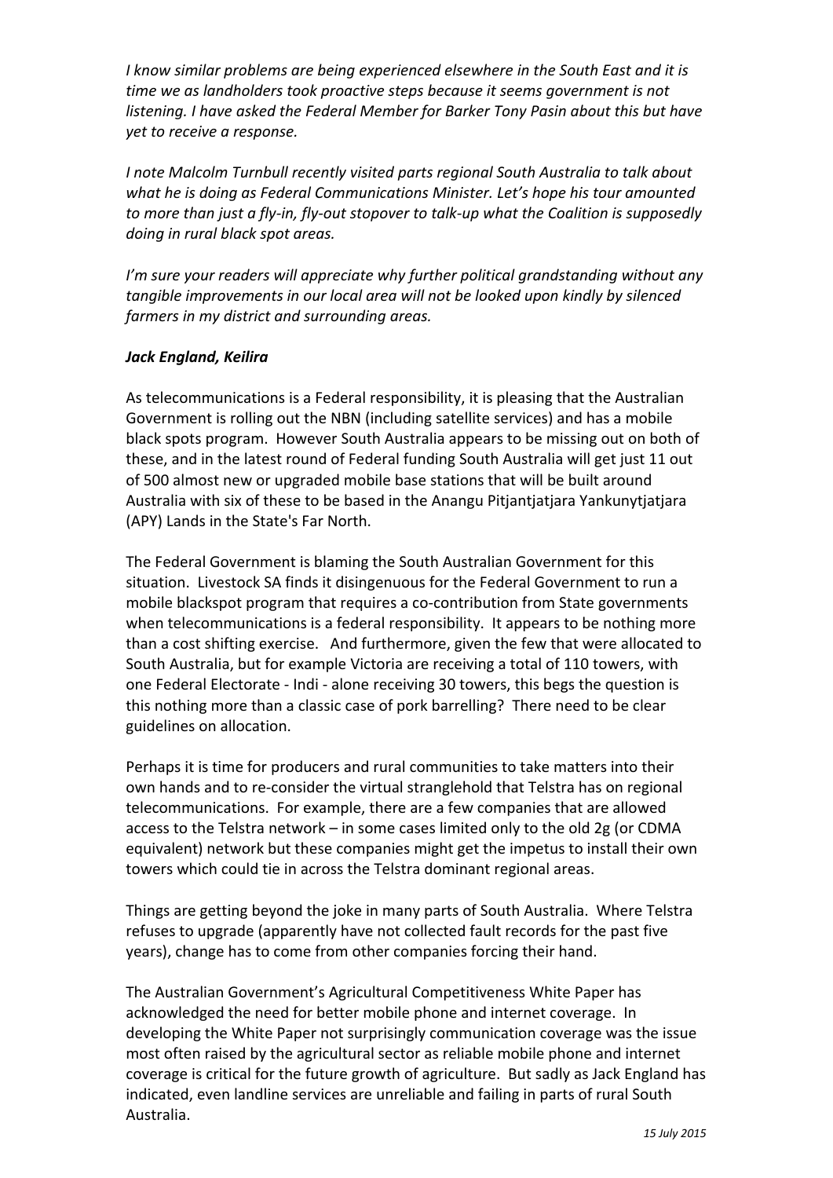*I know similar problems are being experienced elsewhere in the South East and it is time we as landholders took proactive steps because it seems government is not listening. I have asked the Federal Member for Barker Tony Pasin about this but have yet to receive a response.*

*I note Malcolm Turnbull recently visited parts regional South Australia to talk about what he is doing as Federal Communications Minister. Let's hope his tour amounted to more than just a fly-in, fly-out stopover to talk-up what the Coalition is supposedly doing in rural black spot areas.*

*I'm sure your readers will appreciate why further political grandstanding without any tangible improvements in our local area will not be looked upon kindly by silenced farmers in my district and surrounding areas.*

***Jack England, Keilira***

As telecommunications is a Federal responsibility, it is pleasing that the Australian Government is rolling out the NBN (including satellite services) and has a mobile black spots program. However South Australia appears to be missing out on both of these, and in the latest round of Federal funding South Australia will get just 11 out of 500 almost new or upgraded mobile base stations that will be built around Australia with six of these to be based in the Anangu Pitjantjatjara Yankunytjatjara (APY) Lands in the State's Far North.

The Federal Government is blaming the South Australian Government for this situation. Livestock SA finds it disingenuous for the Federal Government to run a mobile blackspot program that requires a co-contribution from State governments when telecommunications is a federal responsibility. It appears to be nothing more than a cost shifting exercise. And furthermore, given the few that were allocated to South Australia, but for example Victoria are receiving a total of 110 towers, with one Federal Electorate - Indi - alone receiving 30 towers, this begs the question is this nothing more than a classic case of pork barrelling? There need to be clear guidelines on allocation.

Perhaps it is time for producers and rural communities to take matters into their own hands and to re-consider the virtual stranglehold that Telstra has on regional telecommunications. For example, there are a few companies that are allowed access to the Telstra network – in some cases limited only to the old 2g (or CDMA equivalent) network but these companies might get the impetus to install their own towers which could tie in across the Telstra dominant regional areas.

Things are getting beyond the joke in many parts of South Australia. Where Telstra refuses to upgrade (apparently have not collected fault records for the past five years), change has to come from other companies forcing their hand.

The Australian Government's Agricultural Competitiveness White Paper has acknowledged the need for better mobile phone and internet coverage. In developing the White Paper not surprisingly communication coverage was the issue most often raised by the agricultural sector as reliable mobile phone and internet coverage is critical for the future growth of agriculture. But sadly as Jack England has indicated, even landline services are unreliable and failing in parts of rural South Australia.

*15 July 2015*